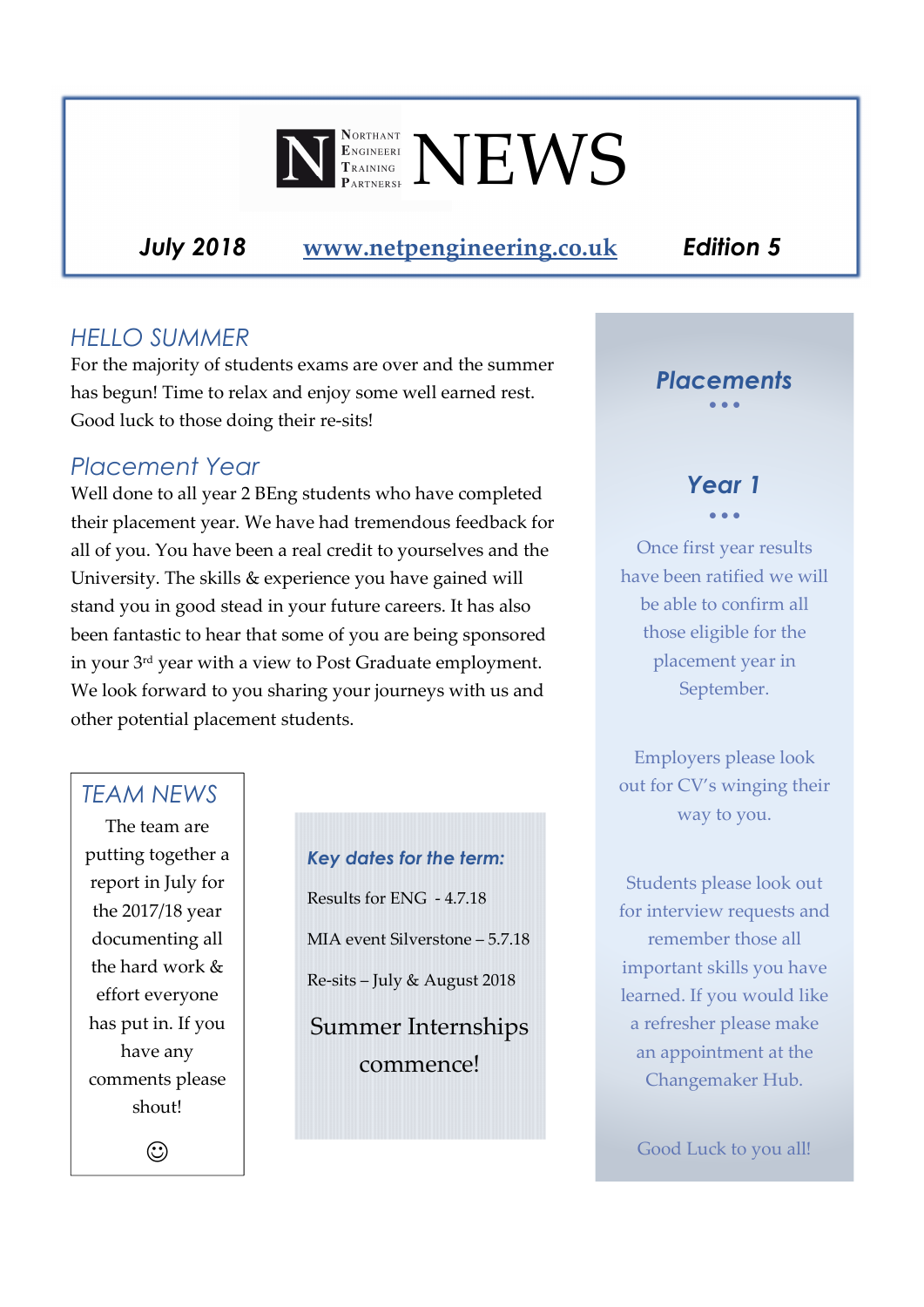# N NORTHANT ENGINEERI TRAINING PARTNERSH NEWS

**July 2018** [www.netpengineering.co.uk](http://www.netpengineering.co.uk) **Edition 5**

## HELLO SUMMER

For the majority of students exams are over and the summer has begun! Time to relax and enjoy some well earned rest. Good luck to those doing their re-sits!

## Placement Year

Well done to all year 2 BEng students who have completed their placement year. We have had tremendous feedback for all of you. You have been a real credit to yourselves and the University. The skills & experience you have gained will stand you in good stead in your future careers. It has also been fantastic to hear that some of you are being sponsored in your 3rd year with a view to Post Graduate employment. We look forward to you sharing your journeys with us and other potential placement students.

## TEAM NEWS

The team are putting together a report in July for the 2017/18 year documenting all the hard work & effort everyone has put in. If you have any comments please shout!

☺

***Key dates for the term:***

Results for ENG - 4.7.18

MIA event Silverstone – 5.7.18

Re-sits – July & August 2018

Summer Internships commence!

## Placements

### Year 1

Once first year results have been ratified we will be able to confirm all those eligible for the placement year in September.

Employers please look out for CV's winging their way to you.

Students please look out for interview requests and remember those all important skills you have learned. If you would like a refresher please make an appointment at the Changemaker Hub.

Good Luck to you all!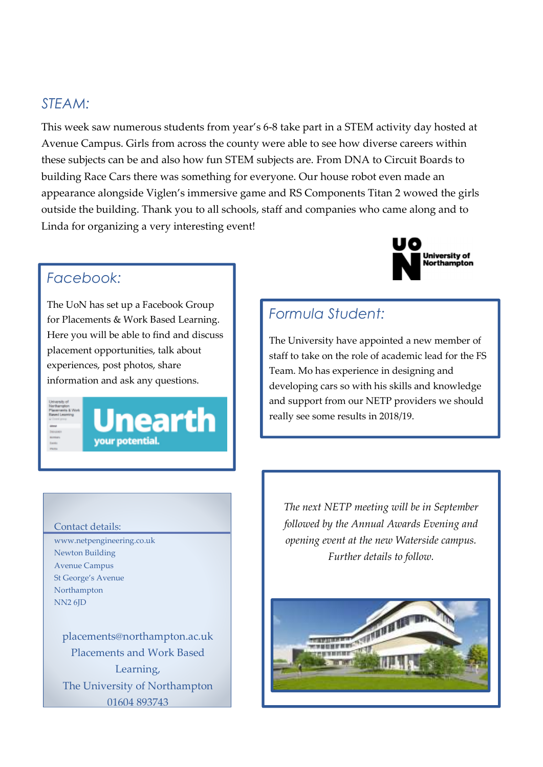## *STEAM:*

This week saw numerous students from year's 6-8 take part in a STEM activity day hosted at Avenue Campus. Girls from across the county were able to see how diverse careers within these subjects can be and also how fun STEM subjects are. From DNA to Circuit Boards to building Race Cars there was something for everyone. Our house robot even made an appearance alongside Viglen's immersive game and RS Components Titan 2 wowed the girls outside the building. Thank you to all schools, staff and companies who came along and to Linda for organizing a very interesting event!

## *Facebook:*

The UoN has set up a Facebook Group for Placements & Work Based Learning. Here you will be able to find and discuss placement opportunities, talk about experiences, post photos, share information and ask any questions.

## *Formula Student:*

The University have appointed a new member of staff to take on the role of academic lead for the FS Team. Mo has experience in designing and developing cars so with his skills and knowledge and support from our NETP providers we should really see some results in 2018/19.

Contact details:

www.netpengineering.co.uk
Newton Building
Avenue Campus
St George's Avenue
Northampton
NN2 6JD

placements@northampton.ac.uk
Placements and Work Based Learning,
The University of Northampton
01604 893743

*The next NETP meeting will be in September followed by the Annual Awards Evening and opening event at the new Waterside campus. Further details to follow.*